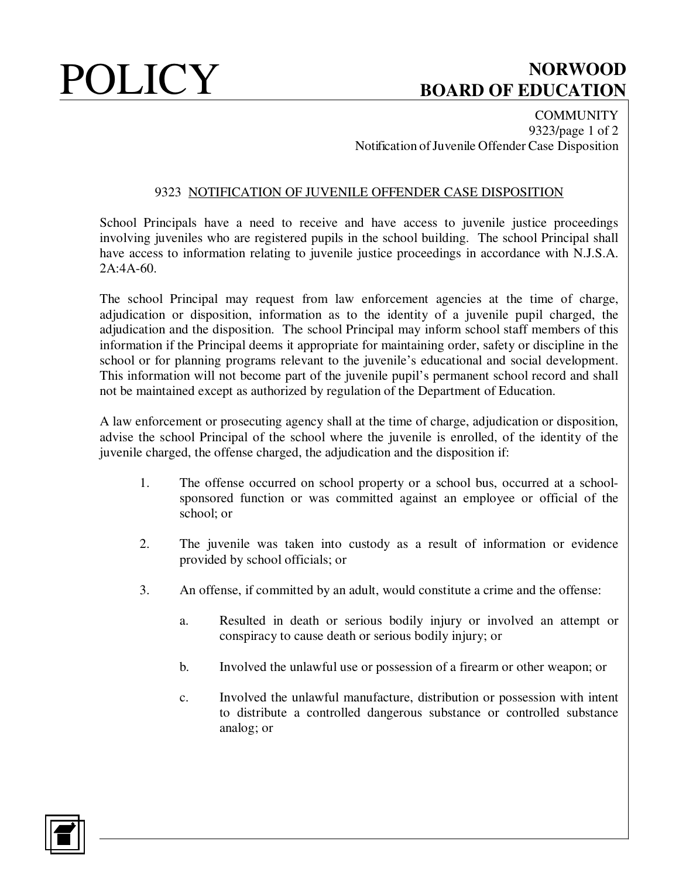# 9323 NOTIFICATION OF JUVENILE OFFENDER CASE DISPOSITION

School Principals have a need to receive and have access to juvenile justice proceedings involving juveniles who are registered pupils in the school building. The school Principal shall have access to information relating to juvenile justice proceedings in accordance with N.J.S.A. 2A:4A-60.

The school Principal may request from law enforcement agencies at the time of charge, adjudication or disposition, information as to the identity of a juvenile pupil charged, the adjudication and the disposition. The school Principal may inform school staff members of this information if the Principal deems it appropriate for maintaining order, safety or discipline in the school or for planning programs relevant to the juvenile's educational and social development. This information will not become part of the juvenile pupil's permanent school record and shall not be maintained except as authorized by regulation of the Department of Education.

A law enforcement or prosecuting agency shall at the time of charge, adjudication or disposition, advise the school Principal of the school where the juvenile is enrolled, of the identity of the juvenile charged, the offense charged, the adjudication and the disposition if:

1. The offense occurred on school property or a school bus, occurred at a school-sponsored function or was committed against an employee or official of the school; or

2. The juvenile was taken into custody as a result of information or evidence provided by school officials; or

3. An offense, if committed by an adult, would constitute a crime and the offense:

    a. Resulted in death or serious bodily injury or involved an attempt or conspiracy to cause death or serious bodily injury; or

    b. Involved the unlawful use or possession of a firearm or other weapon; or

    c. Involved the unlawful manufacture, distribution or possession with intent to distribute a controlled dangerous substance or controlled substance analog; or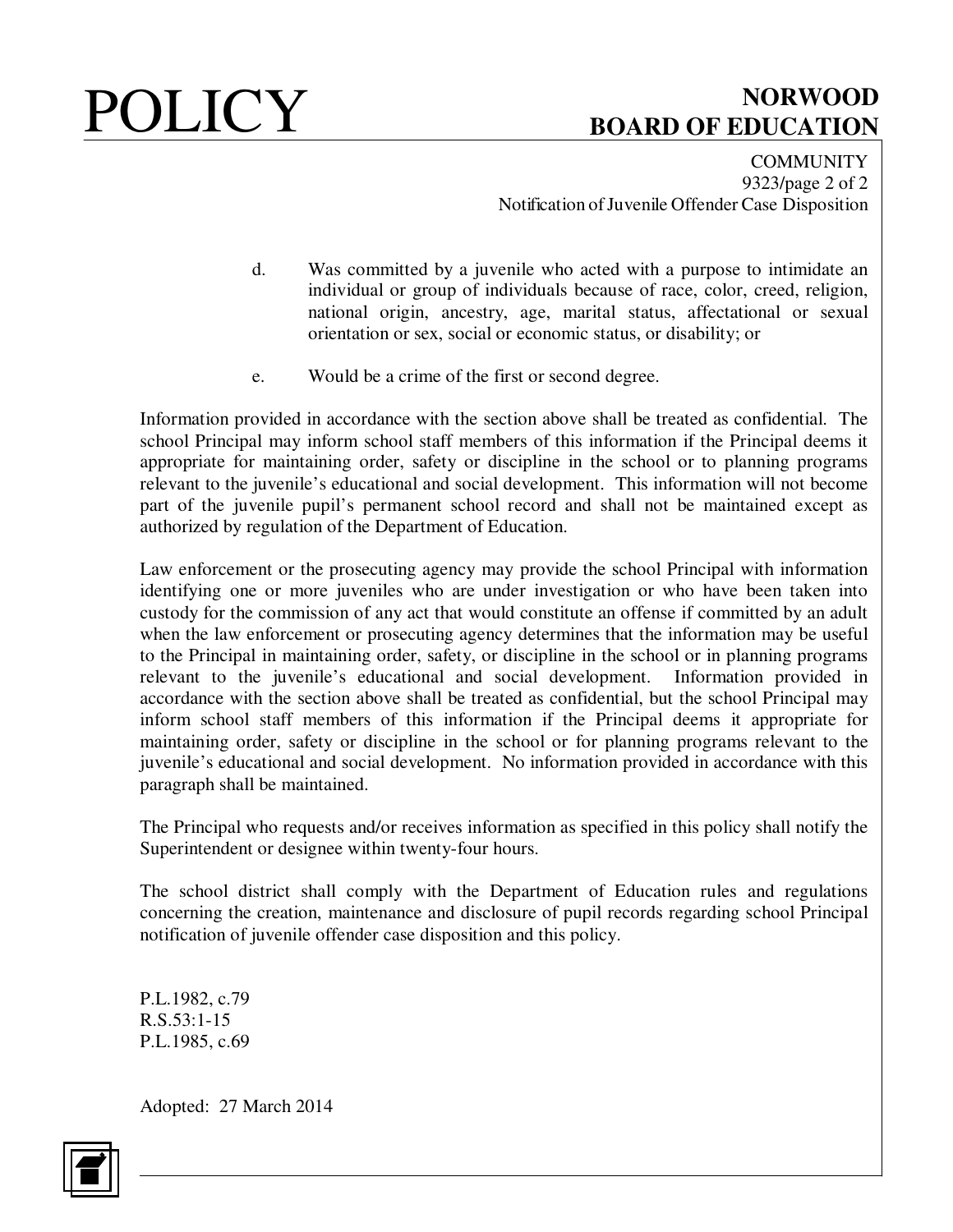d. Was committed by a juvenile who acted with a purpose to intimidate an individual or group of individuals because of race, color, creed, religion, national origin, ancestry, age, marital status, affectational or sexual orientation or sex, social or economic status, or disability; or

e. Would be a crime of the first or second degree.

Information provided in accordance with the section above shall be treated as confidential. The school Principal may inform school staff members of this information if the Principal deems it appropriate for maintaining order, safety or discipline in the school or to planning programs relevant to the juvenile's educational and social development. This information will not become part of the juvenile pupil's permanent school record and shall not be maintained except as authorized by regulation of the Department of Education.

Law enforcement or the prosecuting agency may provide the school Principal with information identifying one or more juveniles who are under investigation or who have been taken into custody for the commission of any act that would constitute an offense if committed by an adult when the law enforcement or prosecuting agency determines that the information may be useful to the Principal in maintaining order, safety, or discipline in the school or in planning programs relevant to the juvenile's educational and social development. Information provided in accordance with the section above shall be treated as confidential, but the school Principal may inform school staff members of this information if the Principal deems it appropriate for maintaining order, safety or discipline in the school or for planning programs relevant to the juvenile's educational and social development. No information provided in accordance with this paragraph shall be maintained.

The Principal who requests and/or receives information as specified in this policy shall notify the Superintendent or designee within twenty-four hours.

The school district shall comply with the Department of Education rules and regulations concerning the creation, maintenance and disclosure of pupil records regarding school Principal notification of juvenile offender case disposition and this policy.

P.L.1982, c.79
R.S.53:1-15
P.L.1985, c.69

Adopted: 27 March 2014